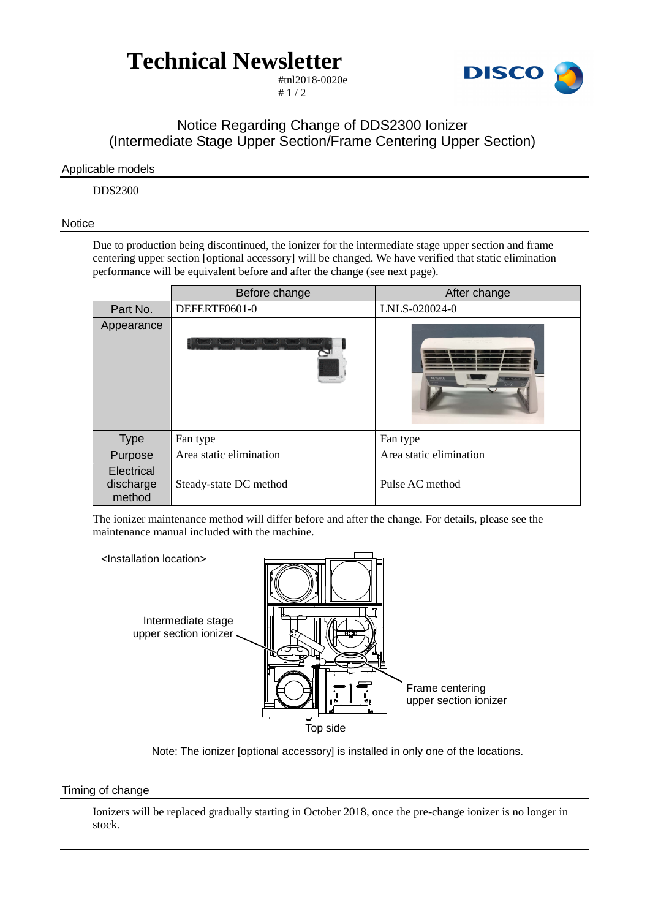# Technical Newsletter

#tnl2018-0020e

## Notice Regarding Change of DDS2300 Ionizer (Intermediate Stage Upper Section/Frame Centering Upper Section)

### Applicable models

DDS2300

### Notice

Due to production being discontinued, the ionizer for the intermediate stage upper section and frame centering upper section [optional accessory] will be changed. We have verified that static elimination performance will be equivalent before and after the change (see next page).

| | Before change | After change |
|---|---|---|
| Part No. | DEFERTF0601-0 | LNLS-020024-0 |
| Appearance | | |
| Type | Fan type | Fan type |
| Purpose | Area static elimination | Area static elimination |
| Electrical discharge method | Steady-state DC method | Pulse AC method |

The ionizer maintenance method will differ before and after the change. For details, please see the maintenance manual included with the machine.

<Installation location>

Intermediate stage upper section ionizer

Frame centering upper section ionizer

Top side

Note: The ionizer [optional accessory] is installed in only one of the locations.

### Timing of change

Ionizers will be replaced gradually starting in October 2018, once the pre-change ionizer is no longer in stock.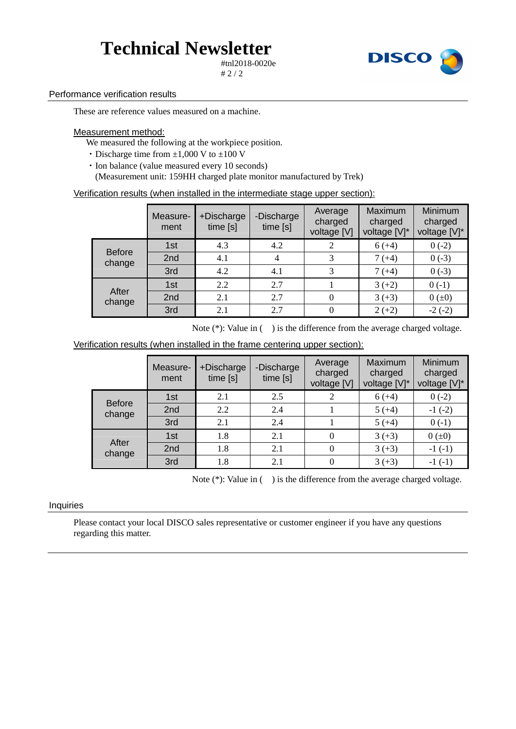## Performance verification results

These are reference values measured on a machine.

Measurement method:

We measured the following at the workpiece position.

- Discharge time from ±1,000 V to ±100 V
- Ion balance (value measured every 10 seconds)
  (Measurement unit: 159HH charged plate monitor manufactured by Trek)

Verification results (when installed in the intermediate stage upper section):

| | Measure-ment | +Discharge time [s] | -Discharge time [s] | Average charged voltage [V] | Maximum charged voltage [V]* | Minimum charged voltage [V]* |
|---|---|---|---|---|---|---|
| Before change | 1st | 4.3 | 4.2 | 2 | 6 (+4) | 0 (-2) |
| | 2nd | 4.1 | 4 | 3 | 7 (+4) | 0 (-3) |
| | 3rd | 4.2 | 4.1 | 3 | 7 (+4) | 0 (-3) |
| After change | 1st | 2.2 | 2.7 | 1 | 3 (+2) | 0 (-1) |
| | 2nd | 2.1 | 2.7 | 0 | 3 (+3) | 0 (±0) |
| | 3rd | 2.1 | 2.7 | 0 | 2 (+2) | -2 (-2) |

Note (*): Value in ( ) is the difference from the average charged voltage.

Verification results (when installed in the frame centering upper section):

| | Measure-ment | +Discharge time [s] | -Discharge time [s] | Average charged voltage [V] | Maximum charged voltage [V]* | Minimum charged voltage [V]* |
|---|---|---|---|---|---|---|
| Before change | 1st | 2.1 | 2.5 | 2 | 6 (+4) | 0 (-2) |
| | 2nd | 2.2 | 2.4 | 1 | 5 (+4) | -1 (-2) |
| | 3rd | 2.1 | 2.4 | 1 | 5 (+4) | 0 (-1) |
| After change | 1st | 1.8 | 2.1 | 0 | 3 (+3) | 0 (±0) |
| | 2nd | 1.8 | 2.1 | 0 | 3 (+3) | -1 (-1) |
| | 3rd | 1.8 | 2.1 | 0 | 3 (+3) | -1 (-1) |

Note (*): Value in ( ) is the difference from the average charged voltage.

## Inquiries

Please contact your local DISCO sales representative or customer engineer if you have any questions regarding this matter.